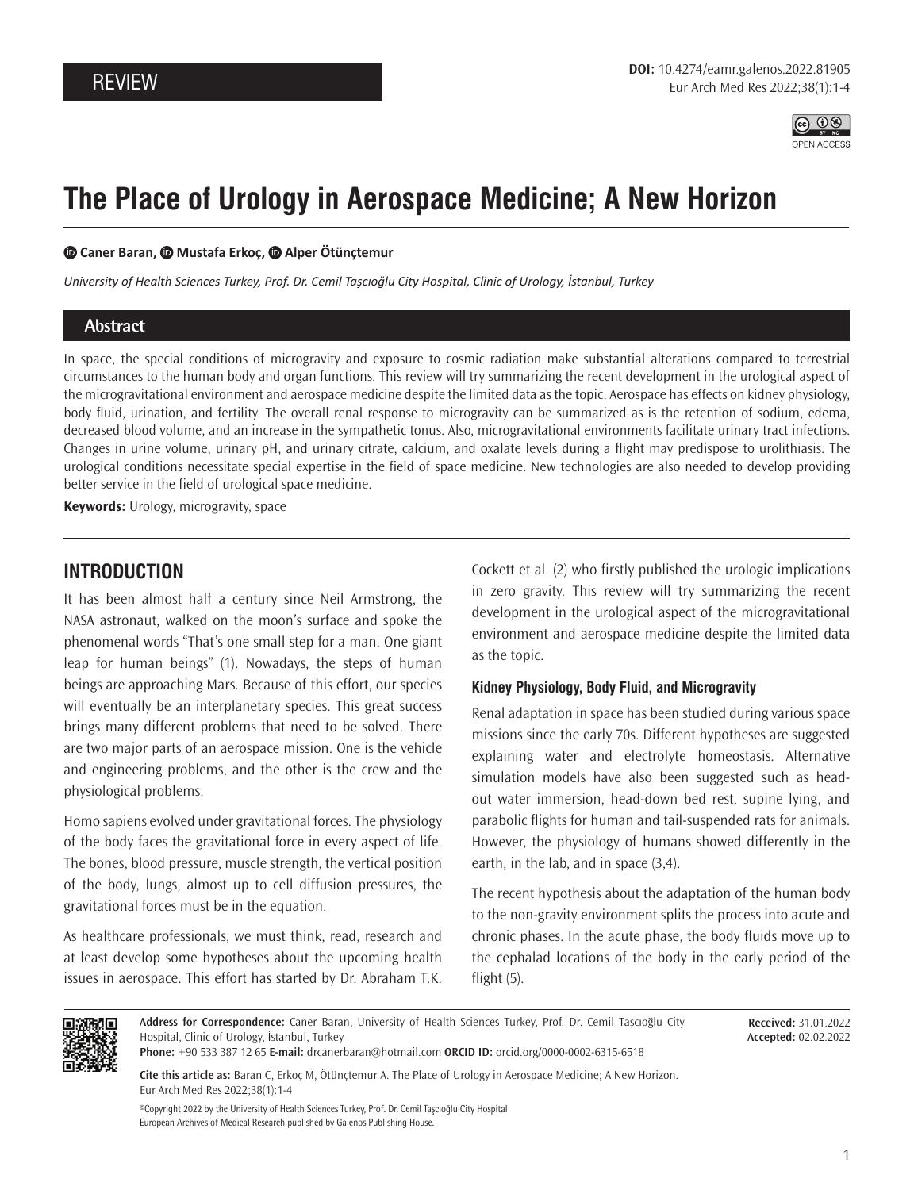REVIEW

DOI: 10.4274/eamr.galenos.2022.81905

# The Place of Urology in Aerospace Medicine; A New Horizon

**Caner Baran, Mustafa Erkoç, Alper Ötünçtemur**

*University of Health Sciences Turkey, Prof. Dr. Cemil Taşcıoğlu City Hospital, Clinic of Urology, İstanbul, Turkey*

## Abstract

In space, the special conditions of microgravity and exposure to cosmic radiation make substantial alterations compared to terrestrial circumstances to the human body and organ functions. This review will try summarizing the recent development in the urological aspect of the microgravitational environment and aerospace medicine despite the limited data as the topic. Aerospace has effects on kidney physiology, body fluid, urination, and fertility. The overall renal response to microgravity can be summarized as is the retention of sodium, edema, decreased blood volume, and an increase in the sympathetic tonus. Also, microgravitational environments facilitate urinary tract infections. Changes in urine volume, urinary pH, and urinary citrate, calcium, and oxalate levels during a flight may predispose to urolithiasis. The urological conditions necessitate special expertise in the field of space medicine. New technologies are also needed to develop providing better service in the field of urological space medicine.

**Keywords:** Urology, microgravity, space

## INTRODUCTION

It has been almost half a century since Neil Armstrong, the NASA astronaut, walked on the moon's surface and spoke the phenomenal words "That's one small step for a man. One giant leap for human beings" (1). Nowadays, the steps of human beings are approaching Mars. Because of this effort, our species will eventually be an interplanetary species. This great success brings many different problems that need to be solved. There are two major parts of an aerospace mission. One is the vehicle and engineering problems, and the other is the crew and the physiological problems.

Homo sapiens evolved under gravitational forces. The physiology of the body faces the gravitational force in every aspect of life. The bones, blood pressure, muscle strength, the vertical position of the body, lungs, almost up to cell diffusion pressures, the gravitational forces must be in the equation.

As healthcare professionals, we must think, read, research and at least develop some hypotheses about the upcoming health issues in aerospace. This effort has started by Dr. Abraham T.K. Cockett et al. (2) who firstly published the urologic implications in zero gravity. This review will try summarizing the recent development in the urological aspect of the microgravitational environment and aerospace medicine despite the limited data as the topic.

### Kidney Physiology, Body Fluid, and Microgravity

Renal adaptation in space has been studied during various space missions since the early 70s. Different hypotheses are suggested explaining water and electrolyte homeostasis. Alternative simulation models have also been suggested such as head-out water immersion, head-down bed rest, supine lying, and parabolic flights for human and tail-suspended rats for animals. However, the physiology of humans showed differently in the earth, in the lab, and in space (3,4).

The recent hypothesis about the adaptation of the human body to the non-gravity environment splits the process into acute and chronic phases. In the acute phase, the body fluids move up to the cephalad locations of the body in the early period of the flight (5).

**Address for Correspondence:** Caner Baran, University of Health Sciences Turkey, Prof. Dr. Cemil Taşcıoğlu City Hospital, Clinic of Urology, İstanbul, Turkey
**Phone:** +90 533 387 12 65 **E-mail:** drcanerbaran@hotmail.com **ORCID ID:** orcid.org/0000-0002-6315-6518

**Received:** 31.01.2022
**Accepted:** 02.02.2022

**Cite this article as:** Baran C, Erkoç M, Ötünçtemur A. The Place of Urology in Aerospace Medicine; A New Horizon. Eur Arch Med Res 2022;38(1):1-4

©Copyright 2022 by the University of Health Sciences Turkey, Prof. Dr. Cemil Taşcıoğlu City Hospital
European Archives of Medical Research published by Galenos Publishing House.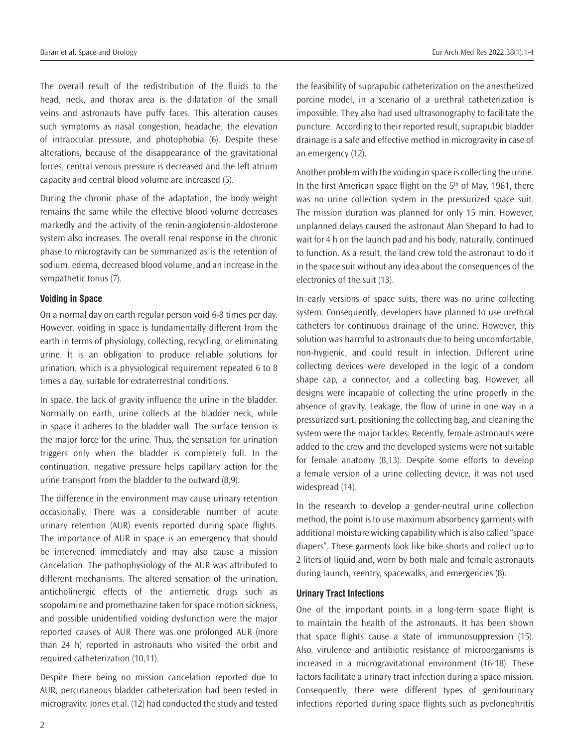The overall result of the redistribution of the fluids to the head, neck, and thorax area is the dilatation of the small veins and astronauts have puffy faces. This alteration causes such symptoms as nasal congestion, headache, the elevation of intraocular pressure, and photophobia (6). Despite these alterations, because of the disappearance of the gravitational forces, central venous pressure is decreased and the left atrium capacity and central blood volume are increased (5).

During the chronic phase of the adaptation, the body weight remains the same while the effective blood volume decreases markedly and the activity of the renin-angiotensin-aldosterone system also increases. The overall renal response in the chronic phase to microgravity can be summarized as is the retention of sodium, edema, decreased blood volume, and an increase in the sympathetic tonus (7).

### Voiding in Space

On a normal day on earth regular person void 6-8 times per day. However, voiding in space is fundamentally different from the earth in terms of physiology, collecting, recycling, or eliminating urine. It is an obligation to produce reliable solutions for urination, which is a physiological requirement repeated 6 to 8 times a day, suitable for extraterrestrial conditions.

In space, the lack of gravity influence the urine in the bladder. Normally on earth, urine collects at the bladder neck, while in space it adheres to the bladder wall. The surface tension is the major force for the urine. Thus, the sensation for urination triggers only when the bladder is completely full. In the continuation, negative pressure helps capillary action for the urine transport from the bladder to the outward (8,9).

The difference in the environment may cause urinary retention occasionally. There was a considerable number of acute urinary retention (AUR) events reported during space flights. The importance of AUR in space is an emergency that should be intervened immediately and may also cause a mission cancelation. The pathophysiology of the AUR was attributed to different mechanisms. The altered sensation of the urination, anticholinergic effects of the antiemetic drugs such as scopolamine and promethazine taken for space motion sickness, and possible unidentified voiding dysfunction were the major reported causes of AUR There was one prolonged AUR (more than 24 h) reported in astronauts who visited the orbit and required catheterization (10,11).

Despite there being no mission cancelation reported due to AUR, percutaneous bladder catheterization had been tested in microgravity. Jones et al. (12) had conducted the study and tested the feasibility of suprapubic catheterization on the anesthetized porcine model, in a scenario of a urethral catheterization is impossible. They also had used ultrasonography to facilitate the puncture. According to their reported result, suprapubic bladder drainage is a safe and effective method in microgravity in case of an emergency (12).

Another problem with the voiding in space is collecting the urine. In the first American space flight on the 5th of May, 1961, there was no urine collection system in the pressurized space suit. The mission duration was planned for only 15 min. However, unplanned delays caused the astronaut Alan Shepard to had to wait for 4 h on the launch pad and his body, naturally, continued to function. As a result, the land crew told the astronaut to do it in the space suit without any idea about the consequences of the electronics of the suit (13).

In early versions of space suits, there was no urine collecting system. Consequently, developers have planned to use urethral catheters for continuous drainage of the urine. However, this solution was harmful to astronauts due to being uncomfortable, non-hygienic, and could result in infection. Different urine collecting devices were developed in the logic of a condom shape cap, a connector, and a collecting bag. However, all designs were incapable of collecting the urine properly in the absence of gravity. Leakage, the flow of urine in one way in a pressurized suit, positioning the collecting bag, and cleaning the system were the major tackles. Recently, female astronauts were added to the crew and the developed systems were not suitable for female anatomy (8,13). Despite some efforts to develop a female version of a urine collecting device, it was not used widespread (14).

In the research to develop a gender-neutral urine collection method, the point is to use maximum absorbency garments with additional moisture wicking capability which is also called "space diapers". These garments look like bike shorts and collect up to 2 liters of liquid and, worn by both male and female astronauts during launch, reentry, spacewalks, and emergencies (8).

### Urinary Tract Infections

One of the important points in a long-term space flight is to maintain the health of the astronauts. It has been shown that space flights cause a state of immunosuppression (15). Also, virulence and antibiotic resistance of microorganisms is increased in a microgravitational environment (16-18). These factors facilitate a urinary tract infection during a space mission. Consequently, there were different types of genitourinary infections reported during space flights such as pyelonephritis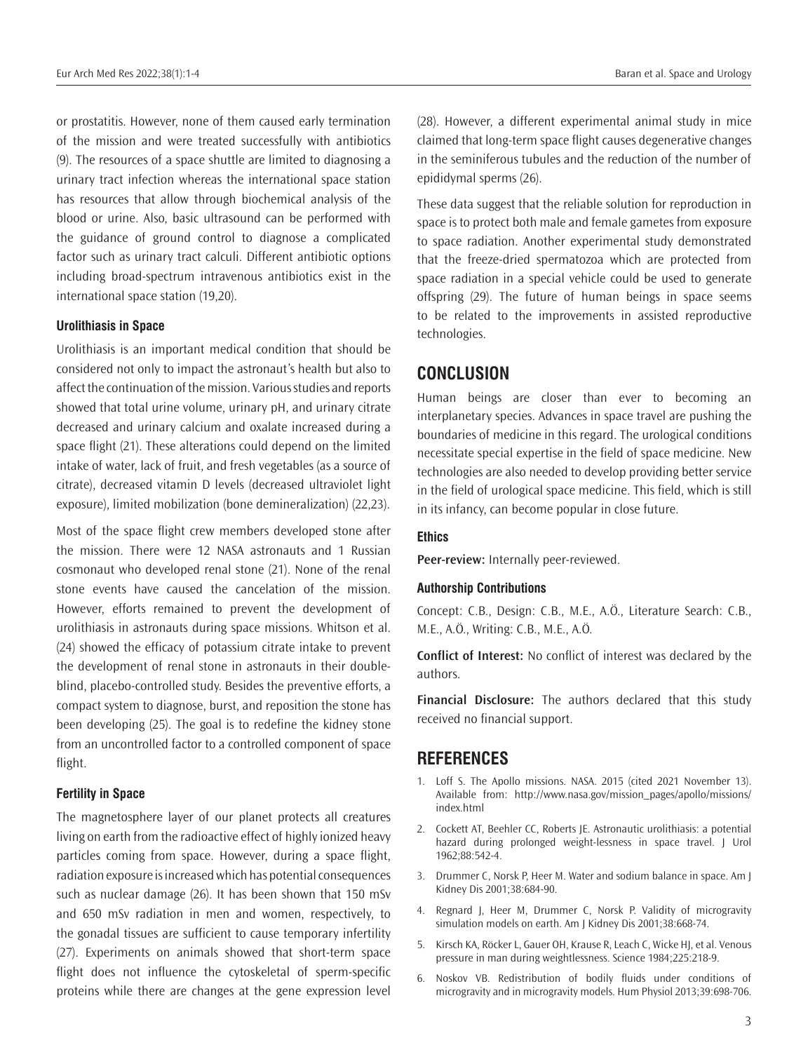or prostatitis. However, none of them caused early termination of the mission and were treated successfully with antibiotics (9). The resources of a space shuttle are limited to diagnosing a urinary tract infection whereas the international space station has resources that allow through biochemical analysis of the blood or urine. Also, basic ultrasound can be performed with the guidance of ground control to diagnose a complicated factor such as urinary tract calculi. Different antibiotic options including broad-spectrum intravenous antibiotics exist in the international space station (19,20).

### Urolithiasis in Space

Urolithiasis is an important medical condition that should be considered not only to impact the astronaut's health but also to affect the continuation of the mission. Various studies and reports showed that total urine volume, urinary pH, and urinary citrate decreased and urinary calcium and oxalate increased during a space flight (21). These alterations could depend on the limited intake of water, lack of fruit, and fresh vegetables (as a source of citrate), decreased vitamin D levels (decreased ultraviolet light exposure), limited mobilization (bone demineralization) (22,23).

Most of the space flight crew members developed stone after the mission. There were 12 NASA astronauts and 1 Russian cosmonaut who developed renal stone (21). None of the renal stone events have caused the cancelation of the mission. However, efforts remained to prevent the development of urolithiasis in astronauts during space missions. Whitson et al. (24) showed the efficacy of potassium citrate intake to prevent the development of renal stone in astronauts in their double-blind, placebo-controlled study. Besides the preventive efforts, a compact system to diagnose, burst, and reposition the stone has been developing (25). The goal is to redefine the kidney stone from an uncontrolled factor to a controlled component of space flight.

### Fertility in Space

The magnetosphere layer of our planet protects all creatures living on earth from the radioactive effect of highly ionized heavy particles coming from space. However, during a space flight, radiation exposure is increased which has potential consequences such as nuclear damage (26). It has been shown that 150 mSv and 650 mSv radiation in men and women, respectively, to the gonadal tissues are sufficient to cause temporary infertility (27). Experiments on animals showed that short-term space flight does not influence the cytoskeletal of sperm-specific proteins while there are changes at the gene expression level (28). However, a different experimental animal study in mice claimed that long-term space flight causes degenerative changes in the seminiferous tubules and the reduction of the number of epididymal sperms (26).

These data suggest that the reliable solution for reproduction in space is to protect both male and female gametes from exposure to space radiation. Another experimental study demonstrated that the freeze-dried spermatozoa which are protected from space radiation in a special vehicle could be used to generate offspring (29). The future of human beings in space seems to be related to the improvements in assisted reproductive technologies.

## CONCLUSION

Human beings are closer than ever to becoming an interplanetary species. Advances in space travel are pushing the boundaries of medicine in this regard. The urological conditions necessitate special expertise in the field of space medicine. New technologies are also needed to develop providing better service in the field of urological space medicine. This field, which is still in its infancy, can become popular in close future.

### Ethics

**Peer-review:** Internally peer-reviewed.

### Authorship Contributions

Concept: C.B., Design: C.B., M.E., A.Ö., Literature Search: C.B., M.E., A.Ö., Writing: C.B., M.E., A.Ö.

**Conflict of Interest:** No conflict of interest was declared by the authors.

**Financial Disclosure:** The authors declared that this study received no financial support.

## REFERENCES

1. Loff S. The Apollo missions. NASA. 2015 (cited 2021 November 13). Available from: http://www.nasa.gov/mission_pages/apollo/missions/index.html
2. Cockett AT, Beehler CC, Roberts JE. Astronautic urolithiasis: a potential hazard during prolonged weight-lessness in space travel. J Urol 1962;88:542-4.
3. Drummer C, Norsk P, Heer M. Water and sodium balance in space. Am J Kidney Dis 2001;38:684-90.
4. Regnard J, Heer M, Drummer C, Norsk P. Validity of microgravity simulation models on earth. Am J Kidney Dis 2001;38:668-74.
5. Kirsch KA, Röcker L, Gauer OH, Krause R, Leach C, Wicke HJ, et al. Venous pressure in man during weightlessness. Science 1984;225:218-9.
6. Noskov VB. Redistribution of bodily fluids under conditions of microgravity and in microgravity models. Hum Physiol 2013;39:698-706.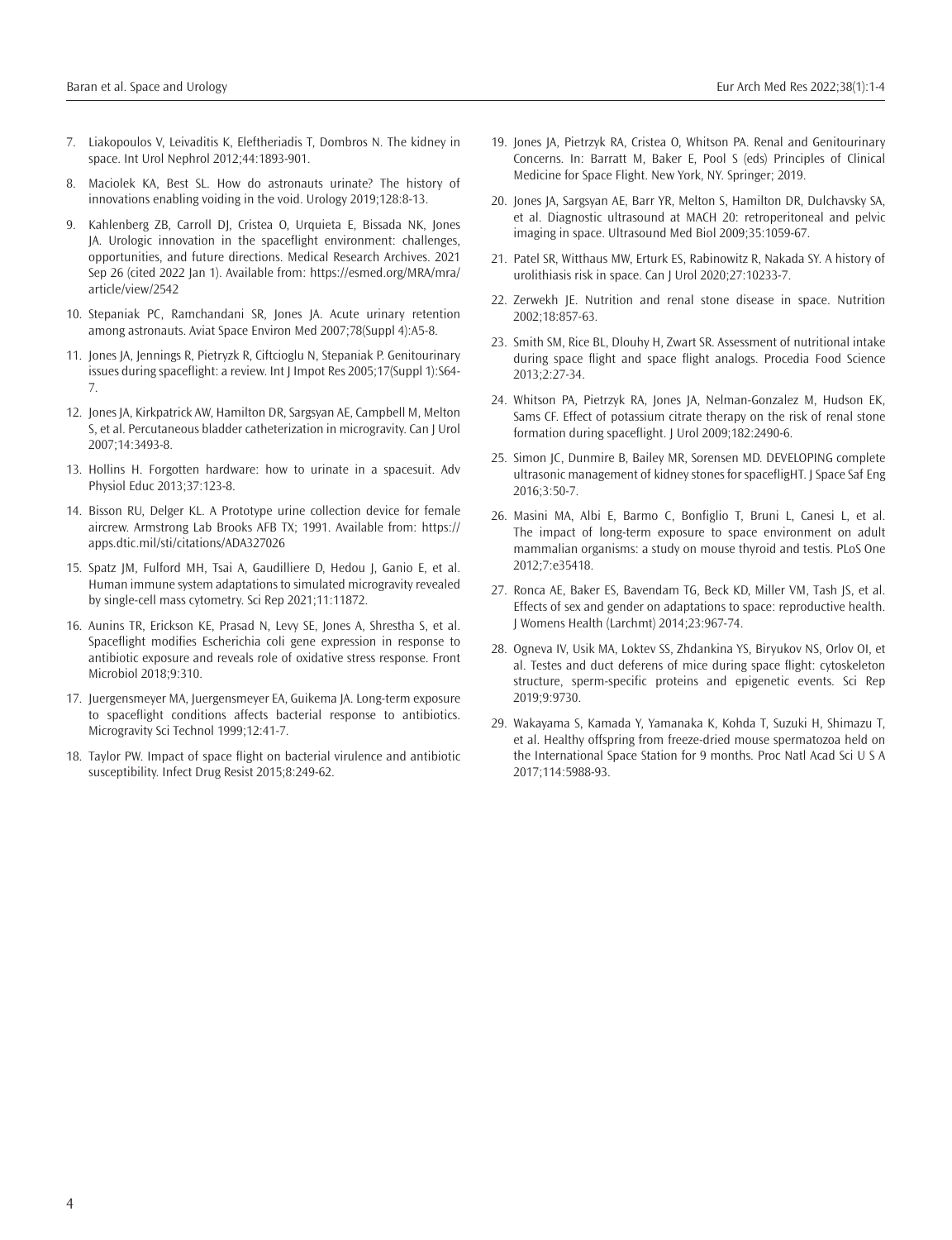7. Liakopoulos V, Leivaditis K, Eleftheriadis T, Dombros N. The kidney in space. Int Urol Nephrol 2012;44:1893-901.

8. Maciolek KA, Best SL. How do astronauts urinate? The history of innovations enabling voiding in the void. Urology 2019;128:8-13.

9. Kahlenberg ZB, Carroll DJ, Cristea O, Urquieta E, Bissada NK, Jones JA. Urologic innovation in the spaceflight environment: challenges, opportunities, and future directions. Medical Research Archives. 2021 Sep 26 (cited 2022 Jan 1). Available from: https://esmed.org/MRA/mra/article/view/2542

10. Stepaniak PC, Ramchandani SR, Jones JA. Acute urinary retention among astronauts. Aviat Space Environ Med 2007;78(Suppl 4):A5-8.

11. Jones JA, Jennings R, Pietryzk R, Ciftcioglu N, Stepaniak P. Genitourinary issues during spaceflight: a review. Int J Impot Res 2005;17(Suppl 1):S64-7.

12. Jones JA, Kirkpatrick AW, Hamilton DR, Sargsyan AE, Campbell M, Melton S, et al. Percutaneous bladder catheterization in microgravity. Can J Urol 2007;14:3493-8.

13. Hollins H. Forgotten hardware: how to urinate in a spacesuit. Adv Physiol Educ 2013;37:123-8.

14. Bisson RU, Delger KL. A Prototype urine collection device for female aircrew. Armstrong Lab Brooks AFB TX; 1991. Available from: https://apps.dtic.mil/sti/citations/ADA327026

15. Spatz JM, Fulford MH, Tsai A, Gaudilliere D, Hedou J, Ganio E, et al. Human immune system adaptations to simulated microgravity revealed by single-cell mass cytometry. Sci Rep 2021;11:11872.

16. Aunins TR, Erickson KE, Prasad N, Levy SE, Jones A, Shrestha S, et al. Spaceflight modifies Escherichia coli gene expression in response to antibiotic exposure and reveals role of oxidative stress response. Front Microbiol 2018;9:310.

17. Juergensmeyer MA, Juergensmeyer EA, Guikema JA. Long-term exposure to spaceflight conditions affects bacterial response to antibiotics. Microgravity Sci Technol 1999;12:41-7.

18. Taylor PW. Impact of space flight on bacterial virulence and antibiotic susceptibility. Infect Drug Resist 2015;8:249-62.

19. Jones JA, Pietrzyk RA, Cristea O, Whitson PA. Renal and Genitourinary Concerns. In: Barratt M, Baker E, Pool S (eds) Principles of Clinical Medicine for Space Flight. New York, NY. Springer; 2019.

20. Jones JA, Sargsyan AE, Barr YR, Melton S, Hamilton DR, Dulchavsky SA, et al. Diagnostic ultrasound at MACH 20: retroperitoneal and pelvic imaging in space. Ultrasound Med Biol 2009;35:1059-67.

21. Patel SR, Witthaus MW, Erturk ES, Rabinowitz R, Nakada SY. A history of urolithiasis risk in space. Can J Urol 2020;27:10233-7.

22. Zerwekh JE. Nutrition and renal stone disease in space. Nutrition 2002;18:857-63.

23. Smith SM, Rice BL, Dlouhy H, Zwart SR. Assessment of nutritional intake during space flight and space flight analogs. Procedia Food Science 2013;2:27-34.

24. Whitson PA, Pietrzyk RA, Jones JA, Nelman-Gonzalez M, Hudson EK, Sams CF. Effect of potassium citrate therapy on the risk of renal stone formation during spaceflight. J Urol 2009;182:2490-6.

25. Simon JC, Dunmire B, Bailey MR, Sorensen MD. DEVELOPING complete ultrasonic management of kidney stones for spacefligHT. J Space Saf Eng 2016;3:50-7.

26. Masini MA, Albi E, Barmo C, Bonfiglio T, Bruni L, Canesi L, et al. The impact of long-term exposure to space environment on adult mammalian organisms: a study on mouse thyroid and testis. PLoS One 2012;7:e35418.

27. Ronca AE, Baker ES, Bavendam TG, Beck KD, Miller VM, Tash JS, et al. Effects of sex and gender on adaptations to space: reproductive health. J Womens Health (Larchmt) 2014;23:967-74.

28. Ogneva IV, Usik MA, Loktev SS, Zhdankina YS, Biryukov NS, Orlov OI, et al. Testes and duct deferens of mice during space flight: cytoskeleton structure, sperm-specific proteins and epigenetic events. Sci Rep 2019;9:9730.

29. Wakayama S, Kamada Y, Yamanaka K, Kohda T, Suzuki H, Shimazu T, et al. Healthy offspring from freeze-dried mouse spermatozoa held on the International Space Station for 9 months. Proc Natl Acad Sci U S A 2017;114:5988-93.